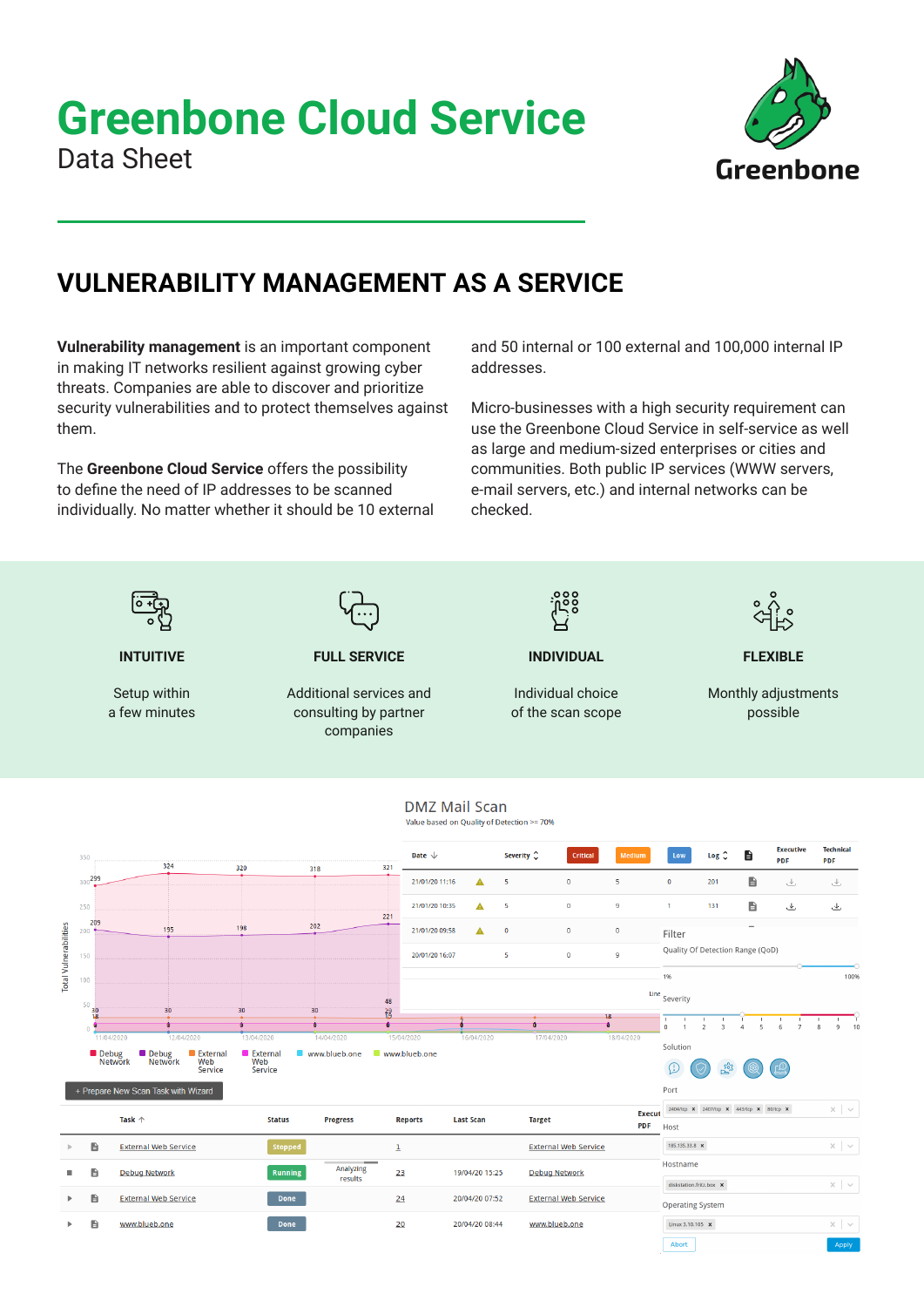# Greenbone Cloud Service

Data Sheet

## VULNERABILITY MANAGEMENT AS A SERVICE

**Vulnerability management** is an important component in making IT networks resilient against growing cyber threats. Companies are able to discover and prioritize security vulnerabilities and to protect themselves against them.

The **Greenbone Cloud Service** offers the possibility to define the need of IP addresses to be scanned individually. No matter whether it should be 10 external and 50 internal or 100 external and 100,000 internal IP addresses.

Micro-businesses with a high security requirement can use the Greenbone Cloud Service in self-service as well as large and medium-sized enterprises or cities and communities. Both public IP services (WWW servers, e-mail servers, etc.) and internal networks can be checked.

### INTUITIVE

Setup within a few minutes

### FULL SERVICE

Additional services and consulting by partner companies

### INDIVIDUAL

Individual choice of the scan scope

### FLEXIBLE

Monthly adjustments possible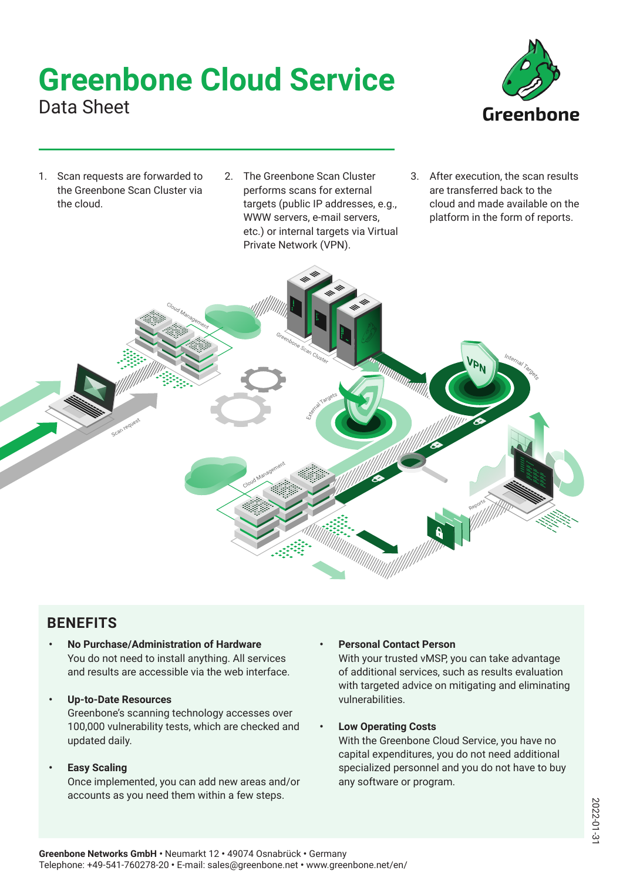# Greenbone Cloud Service

Data Sheet

1. Scan requests are forwarded to the Greenbone Scan Cluster via the cloud.
2. The Greenbone Scan Cluster performs scans for external targets (public IP addresses, e.g., WWW servers, e-mail servers, etc.) or internal targets via Virtual Private Network (VPN).
3. After execution, the scan results are transferred back to the cloud and made available on the platform in the form of reports.

Cloud Management
Greenbone Scan Cluster
Internal Targets
VPN
External Targets
Scan request
Cloud Management
Reports

## BENEFITS

- **No Purchase/Administration of Hardware**
  You do not need to install anything. All services and results are accessible via the web interface.
- **Up-to-Date Resources**
  Greenbone's scanning technology accesses over 100,000 vulnerability tests, which are checked and updated daily.
- **Easy Scaling**
  Once implemented, you can add new areas and/or accounts as you need them within a few steps.
- **Personal Contact Person**
  With your trusted vMSP, you can take advantage of additional services, such as results evaluation with targeted advice on mitigating and eliminating vulnerabilities.
- **Low Operating Costs**
  With the Greenbone Cloud Service, you have no capital expenditures, you do not need additional specialized personnel and you do not have to buy any software or program.

**Greenbone Networks GmbH** • Neumarkt 12 • 49074 Osnabrück • Germany
Telephone: +49-541-760278-20 • E-mail: sales@greenbone.net • www.greenbone.net/en/

2022-01-31